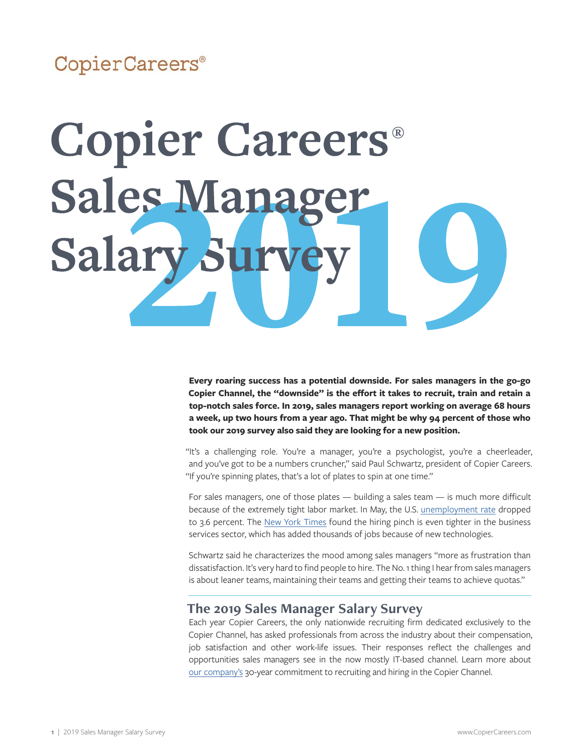CopierCareers®

# Copier Careers® Sales Manager Salary Survey 2019

**Every roaring success has a potential downside. For sales managers in the go-go Copier Channel, the "downside" is the effort it takes to recruit, train and retain a top-notch sales force. In 2019, sales managers report working on average 68 hours a week, up two hours from a year ago. That might be why 94 percent of those who took our 2019 survey also said they are looking for a new position.**

"It's a challenging role. You're a manager, you're a psychologist, you're a cheerleader, and you've got to be a numbers cruncher," said Paul Schwartz, president of Copier Careers. "If you're spinning plates, that's a lot of plates to spin at one time."

For sales managers, one of those plates — building a sales team — is much more difficult because of the extremely tight labor market. In May, the U.S. unemployment rate dropped to 3.6 percent. The New York Times found the hiring pinch is even tighter in the business services sector, which has added thousands of jobs because of new technologies.

Schwartz said he characterizes the mood among sales managers "more as frustration than dissatisfaction. It's very hard to find people to hire. The No. 1 thing I hear from sales managers is about leaner teams, maintaining their teams and getting their teams to achieve quotas."

## The 2019 Sales Manager Salary Survey

Each year Copier Careers, the only nationwide recruiting firm dedicated exclusively to the Copier Channel, has asked professionals from across the industry about their compensation, job satisfaction and other work-life issues. Their responses reflect the challenges and opportunities sales managers see in the now mostly IT-based channel. Learn more about our company's 30-year commitment to recruiting and hiring in the Copier Channel.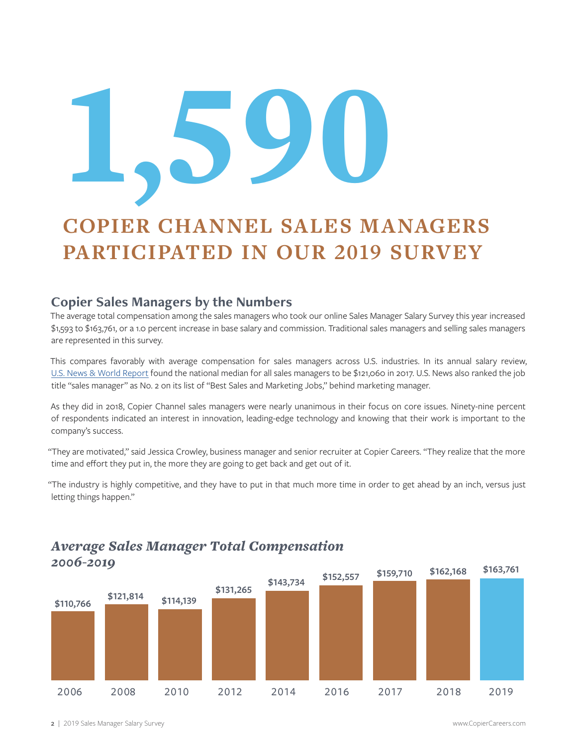# 1,590

## COPIER CHANNEL SALES MANAGERS PARTICIPATED IN OUR 2019 SURVEY

### Copier Sales Managers by the Numbers

The average total compensation among the sales managers who took our online Sales Manager Salary Survey this year increased $1,593 to $163,761, or a 1.0 percent increase in base salary and commission. Traditional sales managers and selling sales managers are represented in this survey.

This compares favorably with average compensation for sales managers across U.S. industries. In its annual salary review, U.S. News & World Report found the national median for all sales managers to be $121,060 in 2017. U.S. News also ranked the job title "sales manager" as No. 2 on its list of "Best Sales and Marketing Jobs," behind marketing manager.

As they did in 2018, Copier Channel sales managers were nearly unanimous in their focus on core issues. Ninety-nine percent of respondents indicated an interest in innovation, leading-edge technology and knowing that their work is important to the company's success.

"They are motivated," said Jessica Crowley, business manager and senior recruiter at Copier Careers. "They realize that the more time and effort they put in, the more they are going to get back and get out of it.

"The industry is highly competitive, and they have to put in that much more time in order to get ahead by an inch, versus just letting things happen."

### *Average Sales Manager Total Compensation 2006-2019*

| Year | Average Total Compensation |
|---|---|
| 2006 | $110,766 |
| 2008 | $121,814 |
| 2010 | $114,139 |
| 2012 | $131,265 |
| 2014 | $143,734 |
| 2016 | $152,557 |
| 2017 | $159,710 |
| 2018 | $162,168 |
| 2019 | $163,761 |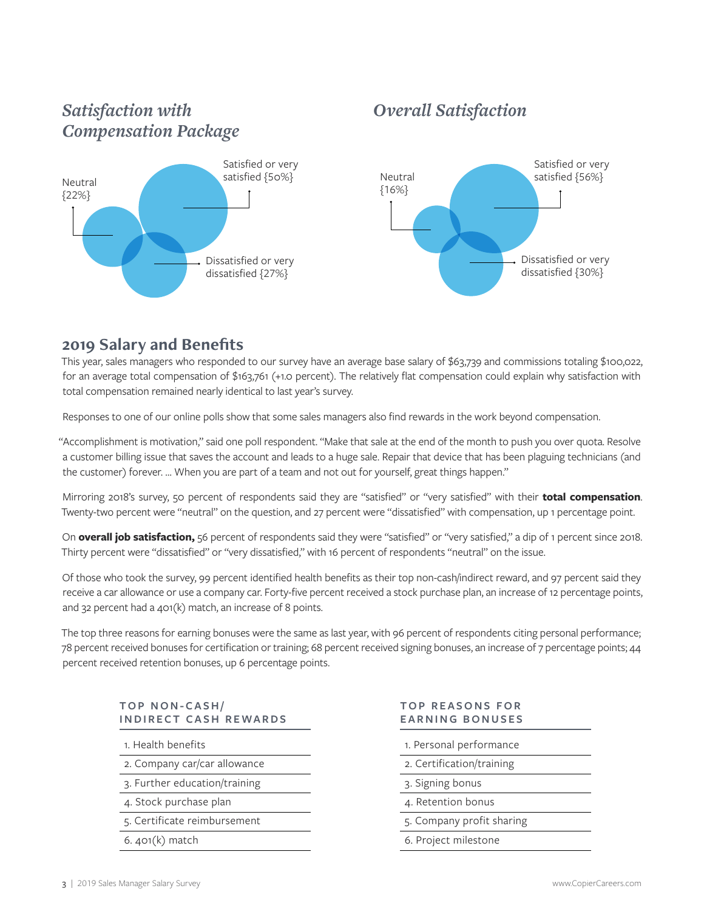### *Satisfaction with Compensation Package*

Neutral {22%}

Satisfied or very satisfied {50%}

Dissatisfied or very dissatisfied {27%}

### *Overall Satisfaction*

Neutral {16%}

Satisfied or very satisfied {56%}

Dissatisfied or very dissatisfied {30%}

## 2019 Salary and Benefits

This year, sales managers who responded to our survey have an average base salary of $63,739 and commissions totaling $100,022, for an average total compensation of $163,761 (+1.0 percent). The relatively flat compensation could explain why satisfaction with total compensation remained nearly identical to last year's survey.

Responses to one of our online polls show that some sales managers also find rewards in the work beyond compensation.

"Accomplishment is motivation," said one poll respondent. "Make that sale at the end of the month to push you over quota. Resolve a customer billing issue that saves the account and leads to a huge sale. Repair that device that has been plaguing technicians (and the customer) forever. ... When you are part of a team and not out for yourself, great things happen."

Mirroring 2018's survey, 50 percent of respondents said they are "satisfied" or "very satisfied" with their **total compensation**. Twenty-two percent were "neutral" on the question, and 27 percent were "dissatisfied" with compensation, up 1 percentage point.

On **overall job satisfaction,** 56 percent of respondents said they were "satisfied" or "very satisfied," a dip of 1 percent since 2018. Thirty percent were "dissatisfied" or "very dissatisfied," with 16 percent of respondents "neutral" on the issue.

Of those who took the survey, 99 percent identified health benefits as their top non-cash/indirect reward, and 97 percent said they receive a car allowance or use a company car. Forty-five percent received a stock purchase plan, an increase of 12 percentage points, and 32 percent had a 401(k) match, an increase of 8 points.

The top three reasons for earning bonuses were the same as last year, with 96 percent of respondents citing personal performance; 78 percent received bonuses for certification or training; 68 percent received signing bonuses, an increase of 7 percentage points; 44 percent received retention bonuses, up 6 percentage points.

| TOP NON-CASH/ INDIRECT CASH REWARDS |
|---|
| 1. Health benefits |
| 2. Company car/car allowance |
| 3. Further education/training |
| 4. Stock purchase plan |
| 5. Certificate reimbursement |
| 6. 401(k) match |

| TOP REASONS FOR EARNING BONUSES |
|---|
| 1. Personal performance |
| 2. Certification/training |
| 3. Signing bonus |
| 4. Retention bonus |
| 5. Company profit sharing |
| 6. Project milestone |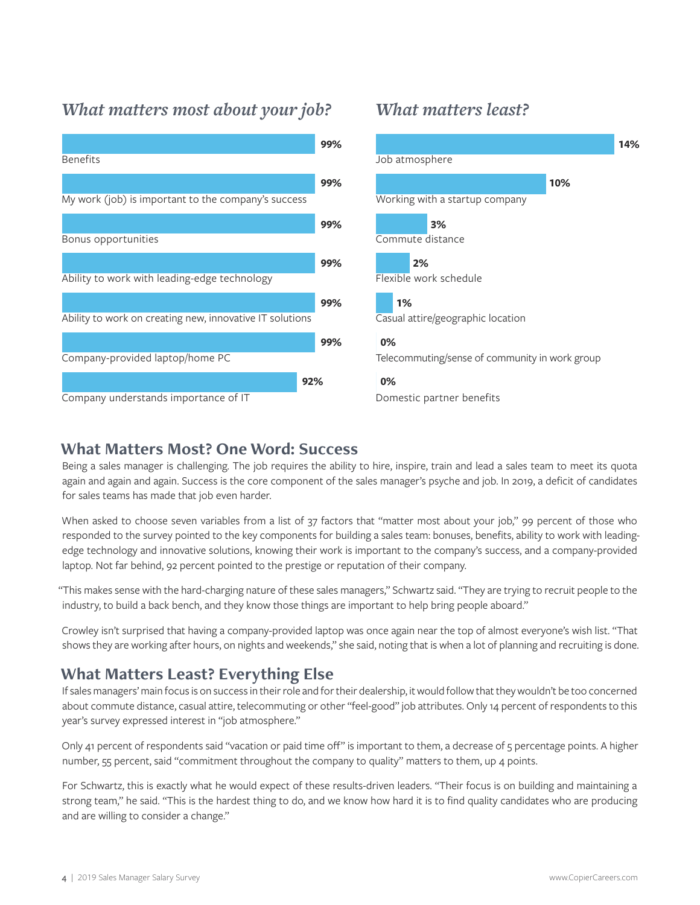## What matters most about your job?

| Factor | Percent |
|---|---|
| Benefits | 99% |
| My work (job) is important to the company's success | 99% |
| Bonus opportunities | 99% |
| Ability to work with leading-edge technology | 99% |
| Ability to work on creating new, innovative IT solutions | 99% |
| Company-provided laptop/home PC | 99% |
| Company understands importance of IT | 92% |

## What matters least?

| Factor | Percent |
|---|---|
| Job atmosphere | 14% |
| Working with a startup company | 10% |
| Commute distance | 3% |
| Flexible work schedule | 2% |
| Casual attire/geographic location | 1% |
| Telecommuting/sense of community in work group | 0% |
| Domestic partner benefits | 0% |

## What Matters Most? One Word: Success

Being a sales manager is challenging. The job requires the ability to hire, inspire, train and lead a sales team to meet its quota again and again and again. Success is the core component of the sales manager's psyche and job. In 2019, a deficit of candidates for sales teams has made that job even harder.

When asked to choose seven variables from a list of 37 factors that "matter most about your job," 99 percent of those who responded to the survey pointed to the key components for building a sales team: bonuses, benefits, ability to work with leading-edge technology and innovative solutions, knowing their work is important to the company's success, and a company-provided laptop. Not far behind, 92 percent pointed to the prestige or reputation of their company.

"This makes sense with the hard-charging nature of these sales managers," Schwartz said. "They are trying to recruit people to the industry, to build a back bench, and they know those things are important to help bring people aboard."

Crowley isn't surprised that having a company-provided laptop was once again near the top of almost everyone's wish list. "That shows they are working after hours, on nights and weekends," she said, noting that is when a lot of planning and recruiting is done.

## What Matters Least? Everything Else

If sales managers' main focus is on success in their role and for their dealership, it would follow that they wouldn't be too concerned about commute distance, casual attire, telecommuting or other "feel-good" job attributes. Only 14 percent of respondents to this year's survey expressed interest in "job atmosphere."

Only 41 percent of respondents said "vacation or paid time off" is important to them, a decrease of 5 percentage points. A higher number, 55 percent, said "commitment throughout the company to quality" matters to them, up 4 points.

For Schwartz, this is exactly what he would expect of these results-driven leaders. "Their focus is on building and maintaining a strong team," he said. "This is the hardest thing to do, and we know how hard it is to find quality candidates who are producing and are willing to consider a change."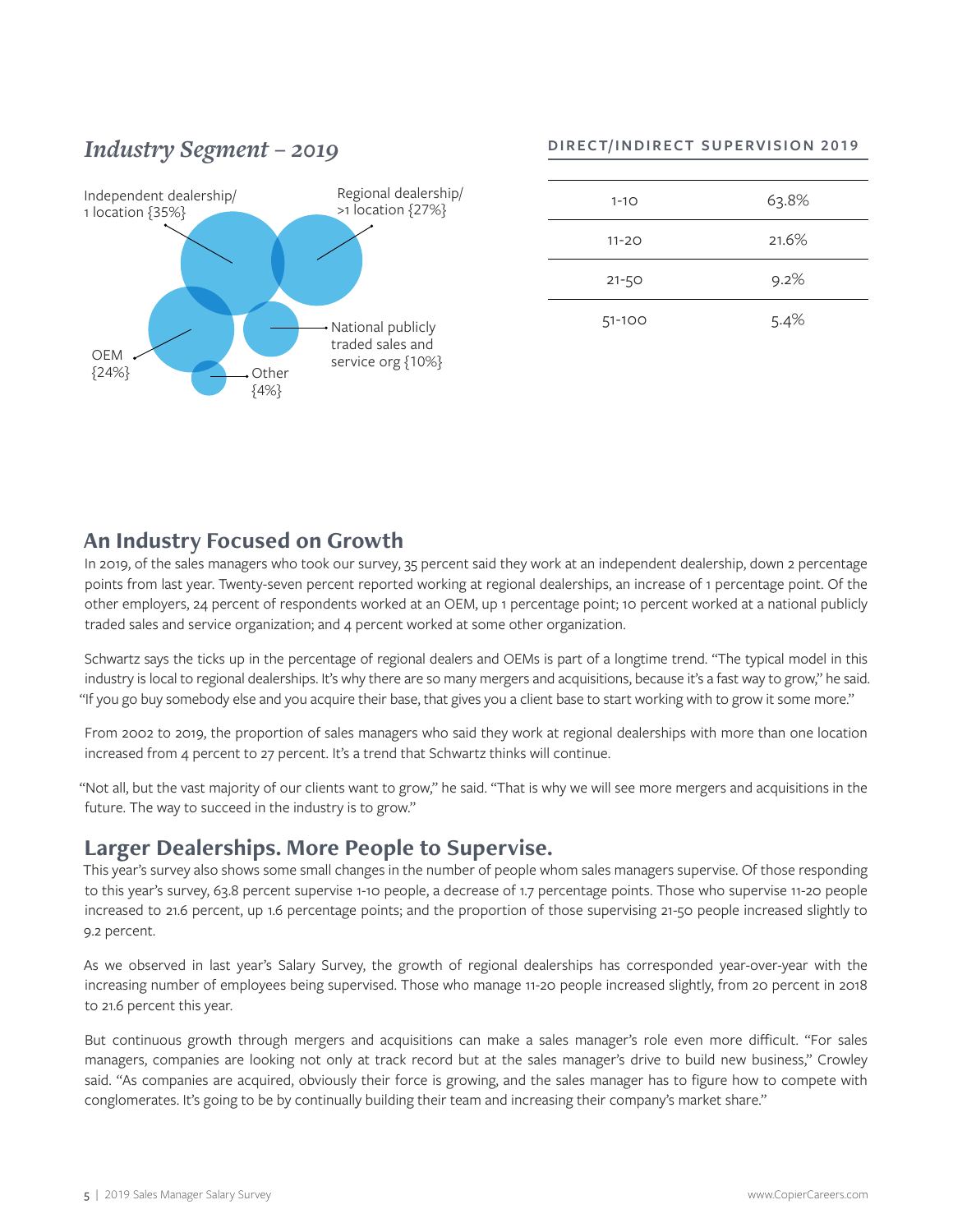## *Industry Segment – 2019*

Independent dealership/ 1 location {35%}

Regional dealership/ >1 location {27%}

OEM {24%}

National publicly traded sales and service org {10%}

Other {4%}

**DIRECT/INDIRECT SUPERVISION 2019**

| | |
|---|---|
| 1-10 | 63.8% |
| 11-20 | 21.6% |
| 21-50 | 9.2% |
| 51-100 | 5.4% |

## An Industry Focused on Growth

In 2019, of the sales managers who took our survey, 35 percent said they work at an independent dealership, down 2 percentage points from last year. Twenty-seven percent reported working at regional dealerships, an increase of 1 percentage point. Of the other employers, 24 percent of respondents worked at an OEM, up 1 percentage point; 10 percent worked at a national publicly traded sales and service organization; and 4 percent worked at some other organization.

Schwartz says the ticks up in the percentage of regional dealers and OEMs is part of a longtime trend. "The typical model in this industry is local to regional dealerships. It's why there are so many mergers and acquisitions, because it's a fast way to grow," he said. "If you go buy somebody else and you acquire their base, that gives you a client base to start working with to grow it some more."

From 2002 to 2019, the proportion of sales managers who said they work at regional dealerships with more than one location increased from 4 percent to 27 percent. It's a trend that Schwartz thinks will continue.

"Not all, but the vast majority of our clients want to grow," he said. "That is why we will see more mergers and acquisitions in the future. The way to succeed in the industry is to grow."

## Larger Dealerships. More People to Supervise.

This year's survey also shows some small changes in the number of people whom sales managers supervise. Of those responding to this year's survey, 63.8 percent supervise 1-10 people, a decrease of 1.7 percentage points. Those who supervise 11-20 people increased to 21.6 percent, up 1.6 percentage points; and the proportion of those supervising 21-50 people increased slightly to 9.2 percent.

As we observed in last year's Salary Survey, the growth of regional dealerships has corresponded year-over-year with the increasing number of employees being supervised. Those who manage 11-20 people increased slightly, from 20 percent in 2018 to 21.6 percent this year.

But continuous growth through mergers and acquisitions can make a sales manager's role even more difficult. "For sales managers, companies are looking not only at track record but at the sales manager's drive to build new business," Crowley said. "As companies are acquired, obviously their force is growing, and the sales manager has to figure how to compete with conglomerates. It's going to be by continually building their team and increasing their company's market share."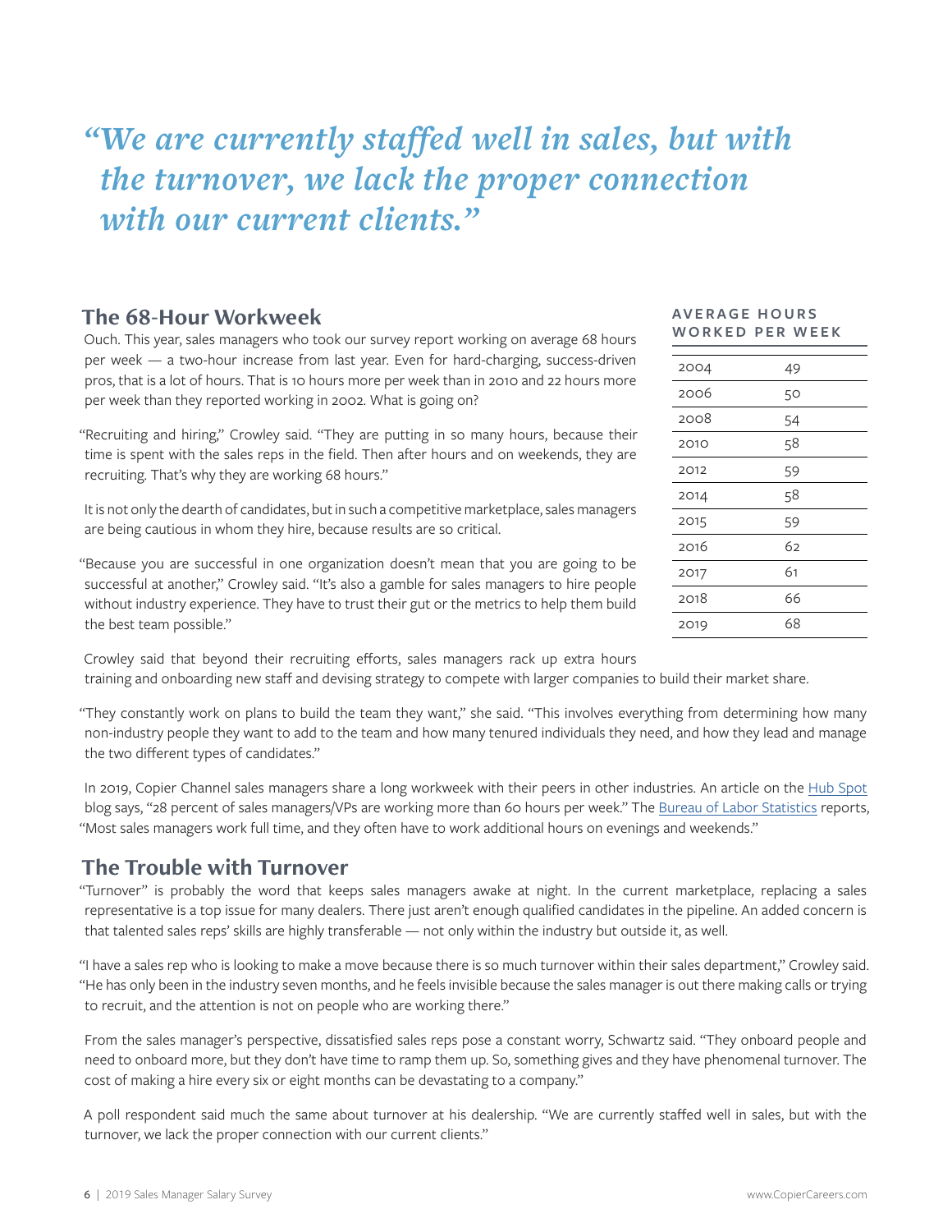*“We are currently staffed well in sales, but with the turnover, we lack the proper connection with our current clients.”*

## The 68-Hour Workweek

Ouch. This year, sales managers who took our survey report working on average 68 hours per week — a two-hour increase from last year. Even for hard-charging, success-driven pros, that is a lot of hours. That is 10 hours more per week than in 2010 and 22 hours more per week than they reported working in 2002. What is going on?

“Recruiting and hiring,” Crowley said. “They are putting in so many hours, because their time is spent with the sales reps in the field. Then after hours and on weekends, they are recruiting. That’s why they are working 68 hours.”

It is not only the dearth of candidates, but in such a competitive marketplace, sales managers are being cautious in whom they hire, because results are so critical.

“Because you are successful in one organization doesn’t mean that you are going to be successful at another,” Crowley said. “It’s also a gamble for sales managers to hire people without industry experience. They have to trust their gut or the metrics to help them build the best team possible.”

**AVERAGE HOURS WORKED PER WEEK**

| Year | Hours |
|---|---|
| 2004 | 49 |
| 2006 | 50 |
| 2008 | 54 |
| 2010 | 58 |
| 2012 | 59 |
| 2014 | 58 |
| 2015 | 59 |
| 2016 | 62 |
| 2017 | 61 |
| 2018 | 66 |
| 2019 | 68 |

Crowley said that beyond their recruiting efforts, sales managers rack up extra hours training and onboarding new staff and devising strategy to compete with larger companies to build their market share.

“They constantly work on plans to build the team they want,” she said. “This involves everything from determining how many non-industry people they want to add to the team and how many tenured individuals they need, and how they lead and manage the two different types of candidates.”

In 2019, Copier Channel sales managers share a long workweek with their peers in other industries. An article on the Hub Spot blog says, “28 percent of sales managers/VPs are working more than 60 hours per week.” The Bureau of Labor Statistics reports, “Most sales managers work full time, and they often have to work additional hours on evenings and weekends.”

## The Trouble with Turnover

“Turnover” is probably the word that keeps sales managers awake at night. In the current marketplace, replacing a sales representative is a top issue for many dealers. There just aren’t enough qualified candidates in the pipeline. An added concern is that talented sales reps’ skills are highly transferable — not only within the industry but outside it, as well.

“I have a sales rep who is looking to make a move because there is so much turnover within their sales department,” Crowley said. “He has only been in the industry seven months, and he feels invisible because the sales manager is out there making calls or trying to recruit, and the attention is not on people who are working there.”

From the sales manager’s perspective, dissatisfied sales reps pose a constant worry, Schwartz said. “They onboard people and need to onboard more, but they don’t have time to ramp them up. So, something gives and they have phenomenal turnover. The cost of making a hire every six or eight months can be devastating to a company.”

A poll respondent said much the same about turnover at his dealership. “We are currently staffed well in sales, but with the turnover, we lack the proper connection with our current clients.”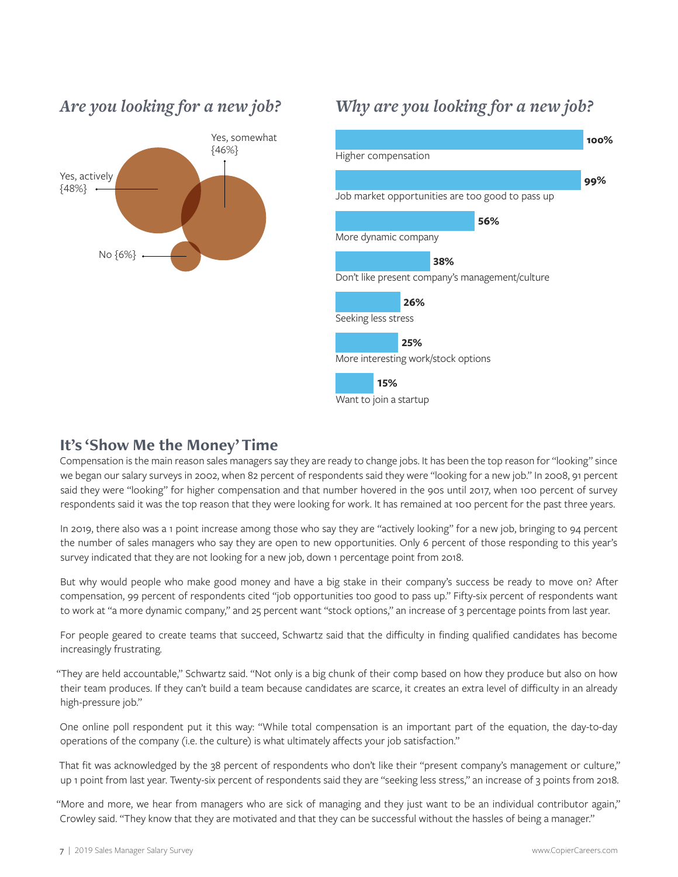### *Are you looking for a new job?*

- Yes, actively {48%}
- Yes, somewhat {46%}
- No {6%}

### *Why are you looking for a new job?*

| Reason | Percent |
| --- | --- |
| Higher compensation | 100% |
| Job market opportunities are too good to pass up | 99% |
| More dynamic company | 56% |
| Don't like present company's management/culture | 38% |
| Seeking less stress | 26% |
| More interesting work/stock options | 25% |
| Want to join a startup | 15% |

## It's 'Show Me the Money' Time

Compensation is the main reason sales managers say they are ready to change jobs. It has been the top reason for "looking" since we began our salary surveys in 2002, when 82 percent of respondents said they were "looking for a new job." In 2008, 91 percent said they were "looking" for higher compensation and that number hovered in the 90s until 2017, when 100 percent of survey respondents said it was the top reason that they were looking for work. It has remained at 100 percent for the past three years.

In 2019, there also was a 1 point increase among those who say they are "actively looking" for a new job, bringing to 94 percent the number of sales managers who say they are open to new opportunities. Only 6 percent of those responding to this year's survey indicated that they are not looking for a new job, down 1 percentage point from 2018.

But why would people who make good money and have a big stake in their company's success be ready to move on? After compensation, 99 percent of respondents cited "job opportunities too good to pass up." Fifty-six percent of respondents want to work at "a more dynamic company," and 25 percent want "stock options," an increase of 3 percentage points from last year.

For people geared to create teams that succeed, Schwartz said that the difficulty in finding qualified candidates has become increasingly frustrating.

"They are held accountable," Schwartz said. "Not only is a big chunk of their comp based on how they produce but also on how their team produces. If they can't build a team because candidates are scarce, it creates an extra level of difficulty in an already high-pressure job."

One online poll respondent put it this way: "While total compensation is an important part of the equation, the day-to-day operations of the company (i.e. the culture) is what ultimately affects your job satisfaction."

That fit was acknowledged by the 38 percent of respondents who don't like their "present company's management or culture," up 1 point from last year. Twenty-six percent of respondents said they are "seeking less stress," an increase of 3 points from 2018.

"More and more, we hear from managers who are sick of managing and they just want to be an individual contributor again," Crowley said. "They know that they are motivated and that they can be successful without the hassles of being a manager."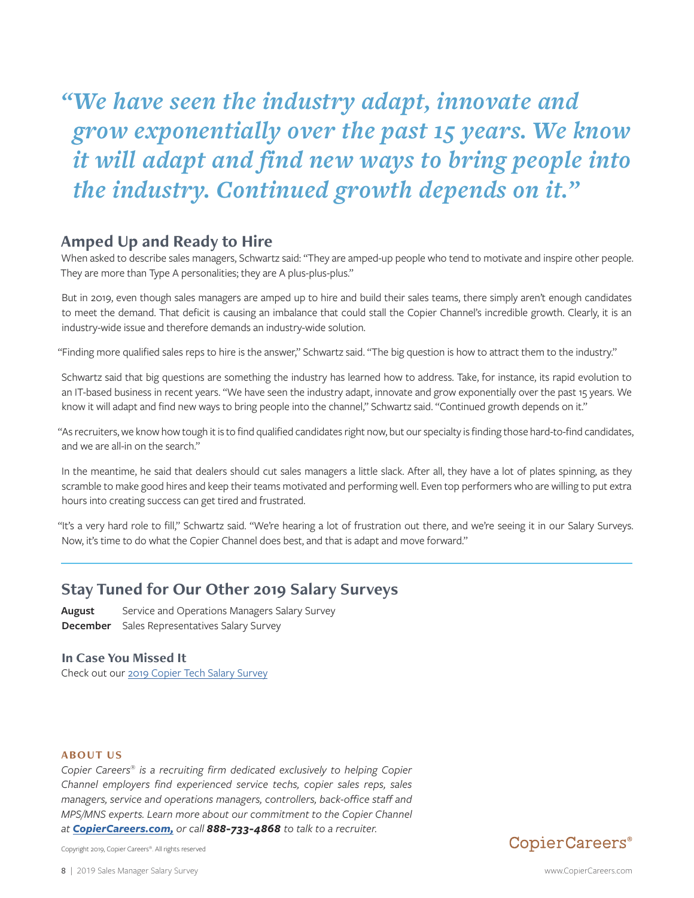*"We have seen the industry adapt, innovate and grow exponentially over the past 15 years. We know it will adapt and find new ways to bring people into the industry. Continued growth depends on it."*

## Amped Up and Ready to Hire

When asked to describe sales managers, Schwartz said: "They are amped-up people who tend to motivate and inspire other people. They are more than Type A personalities; they are A plus-plus-plus."

But in 2019, even though sales managers are amped up to hire and build their sales teams, there simply aren't enough candidates to meet the demand. That deficit is causing an imbalance that could stall the Copier Channel's incredible growth. Clearly, it is an industry-wide issue and therefore demands an industry-wide solution.

"Finding more qualified sales reps to hire is the answer," Schwartz said. "The big question is how to attract them to the industry."

Schwartz said that big questions are something the industry has learned how to address. Take, for instance, its rapid evolution to an IT-based business in recent years. "We have seen the industry adapt, innovate and grow exponentially over the past 15 years. We know it will adapt and find new ways to bring people into the channel," Schwartz said. "Continued growth depends on it."

"As recruiters, we know how tough it is to find qualified candidates right now, but our specialty is finding those hard-to-find candidates, and we are all-in on the search."

In the meantime, he said that dealers should cut sales managers a little slack. After all, they have a lot of plates spinning, as they scramble to make good hires and keep their teams motivated and performing well. Even top performers who are willing to put extra hours into creating success can get tired and frustrated.

"It's a very hard role to fill," Schwartz said. "We're hearing a lot of frustration out there, and we're seeing it in our Salary Surveys. Now, it's time to do what the Copier Channel does best, and that is adapt and move forward."

---

## Stay Tuned for Our Other 2019 Salary Surveys

**August** Service and Operations Managers Salary Survey
**December** Sales Representatives Salary Survey

### In Case You Missed It

Check out our 2019 Copier Tech Salary Survey

**ABOUT US**

*Copier Careers® is a recruiting firm dedicated exclusively to helping Copier Channel employers find experienced service techs, copier sales reps, sales managers, service and operations managers, controllers, back-office staff and MPS/MNS experts. Learn more about our commitment to the Copier Channel at **CopierCareers.com,** or call **888-733-4868** to talk to a recruiter.*

Copyright 2019, Copier Careers®. All rights reserved

CopierCareers®